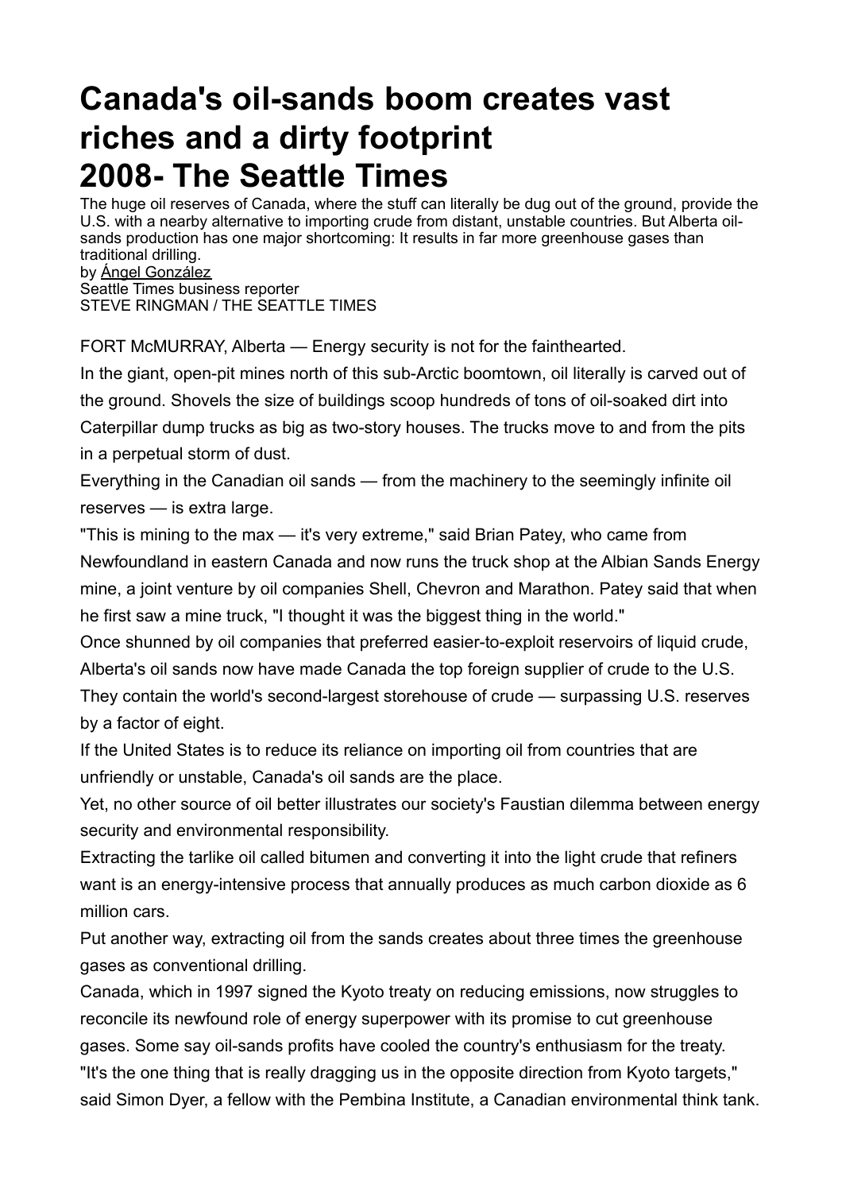# Canada's oil-sands boom creates vast riches and a dirty footprint
# 2008- The Seattle Times

The huge oil reserves of Canada, where the stuff can literally be dug out of the ground, provide the U.S. with a nearby alternative to importing crude from distant, unstable countries. But Alberta oil-sands production has one major shortcoming: It results in far more greenhouse gases than traditional drilling.

by Ángel González
Seattle Times business reporter
STEVE RINGMAN / THE SEATTLE TIMES

FORT McMURRAY, Alberta — Energy security is not for the fainthearted.

In the giant, open-pit mines north of this sub-Arctic boomtown, oil literally is carved out of the ground. Shovels the size of buildings scoop hundreds of tons of oil-soaked dirt into Caterpillar dump trucks as big as two-story houses. The trucks move to and from the pits in a perpetual storm of dust.

Everything in the Canadian oil sands — from the machinery to the seemingly infinite oil reserves — is extra large.

"This is mining to the max — it's very extreme," said Brian Patey, who came from Newfoundland in eastern Canada and now runs the truck shop at the Albian Sands Energy mine, a joint venture by oil companies Shell, Chevron and Marathon. Patey said that when he first saw a mine truck, "I thought it was the biggest thing in the world."

Once shunned by oil companies that preferred easier-to-exploit reservoirs of liquid crude, Alberta's oil sands now have made Canada the top foreign supplier of crude to the U.S. They contain the world's second-largest storehouse of crude — surpassing U.S. reserves by a factor of eight.

If the United States is to reduce its reliance on importing oil from countries that are unfriendly or unstable, Canada's oil sands are the place.

Yet, no other source of oil better illustrates our society's Faustian dilemma between energy security and environmental responsibility.

Extracting the tarlike oil called bitumen and converting it into the light crude that refiners want is an energy-intensive process that annually produces as much carbon dioxide as 6 million cars.

Put another way, extracting oil from the sands creates about three times the greenhouse gases as conventional drilling.

Canada, which in 1997 signed the Kyoto treaty on reducing emissions, now struggles to reconcile its newfound role of energy superpower with its promise to cut greenhouse gases. Some say oil-sands profits have cooled the country's enthusiasm for the treaty.

"It's the one thing that is really dragging us in the opposite direction from Kyoto targets," said Simon Dyer, a fellow with the Pembina Institute, a Canadian environmental think tank.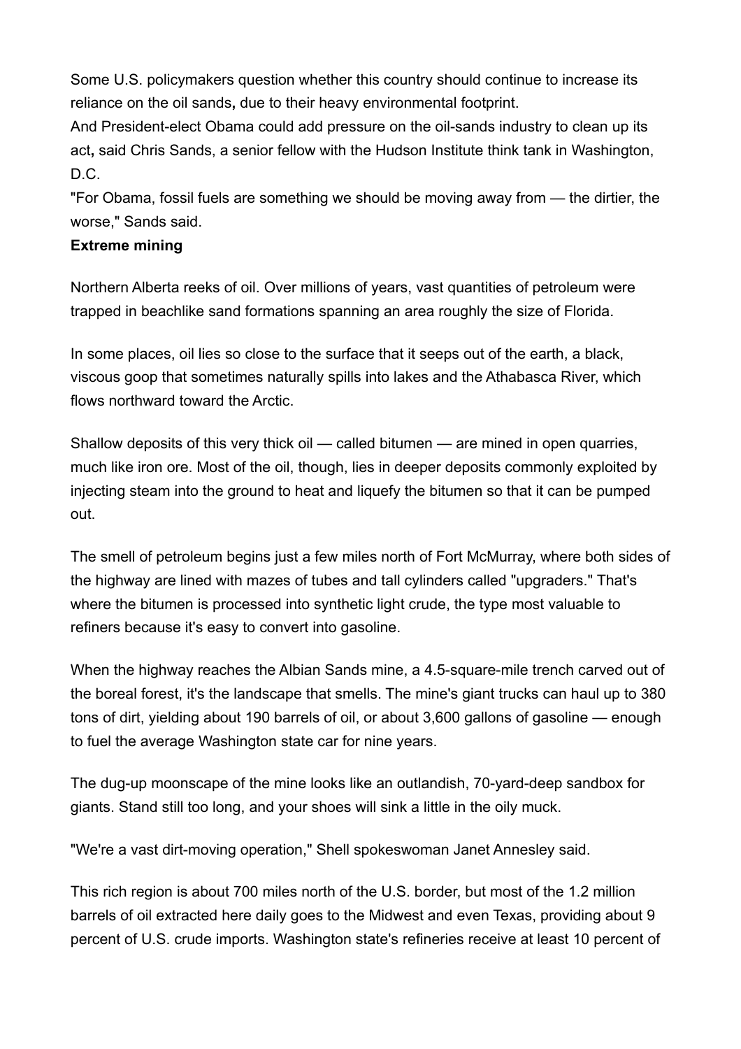Some U.S. policymakers question whether this country should continue to increase its reliance on the oil sands**,** due to their heavy environmental footprint.

And President-elect Obama could add pressure on the oil-sands industry to clean up its act**,** said Chris Sands, a senior fellow with the Hudson Institute think tank in Washington, D.C.

"For Obama, fossil fuels are something we should be moving away from — the dirtier, the worse," Sands said.

**Extreme mining**

Northern Alberta reeks of oil. Over millions of years, vast quantities of petroleum were trapped in beachlike sand formations spanning an area roughly the size of Florida.

In some places, oil lies so close to the surface that it seeps out of the earth, a black, viscous goop that sometimes naturally spills into lakes and the Athabasca River, which flows northward toward the Arctic.

Shallow deposits of this very thick oil — called bitumen — are mined in open quarries, much like iron ore. Most of the oil, though, lies in deeper deposits commonly exploited by injecting steam into the ground to heat and liquefy the bitumen so that it can be pumped out.

The smell of petroleum begins just a few miles north of Fort McMurray, where both sides of the highway are lined with mazes of tubes and tall cylinders called "upgraders." That's where the bitumen is processed into synthetic light crude, the type most valuable to refiners because it's easy to convert into gasoline.

When the highway reaches the Albian Sands mine, a 4.5-square-mile trench carved out of the boreal forest, it's the landscape that smells. The mine's giant trucks can haul up to 380 tons of dirt, yielding about 190 barrels of oil, or about 3,600 gallons of gasoline — enough to fuel the average Washington state car for nine years.

The dug-up moonscape of the mine looks like an outlandish, 70-yard-deep sandbox for giants. Stand still too long, and your shoes will sink a little in the oily muck.

"We're a vast dirt-moving operation," Shell spokeswoman Janet Annesley said.

This rich region is about 700 miles north of the U.S. border, but most of the 1.2 million barrels of oil extracted here daily goes to the Midwest and even Texas, providing about 9 percent of U.S. crude imports. Washington state's refineries receive at least 10 percent of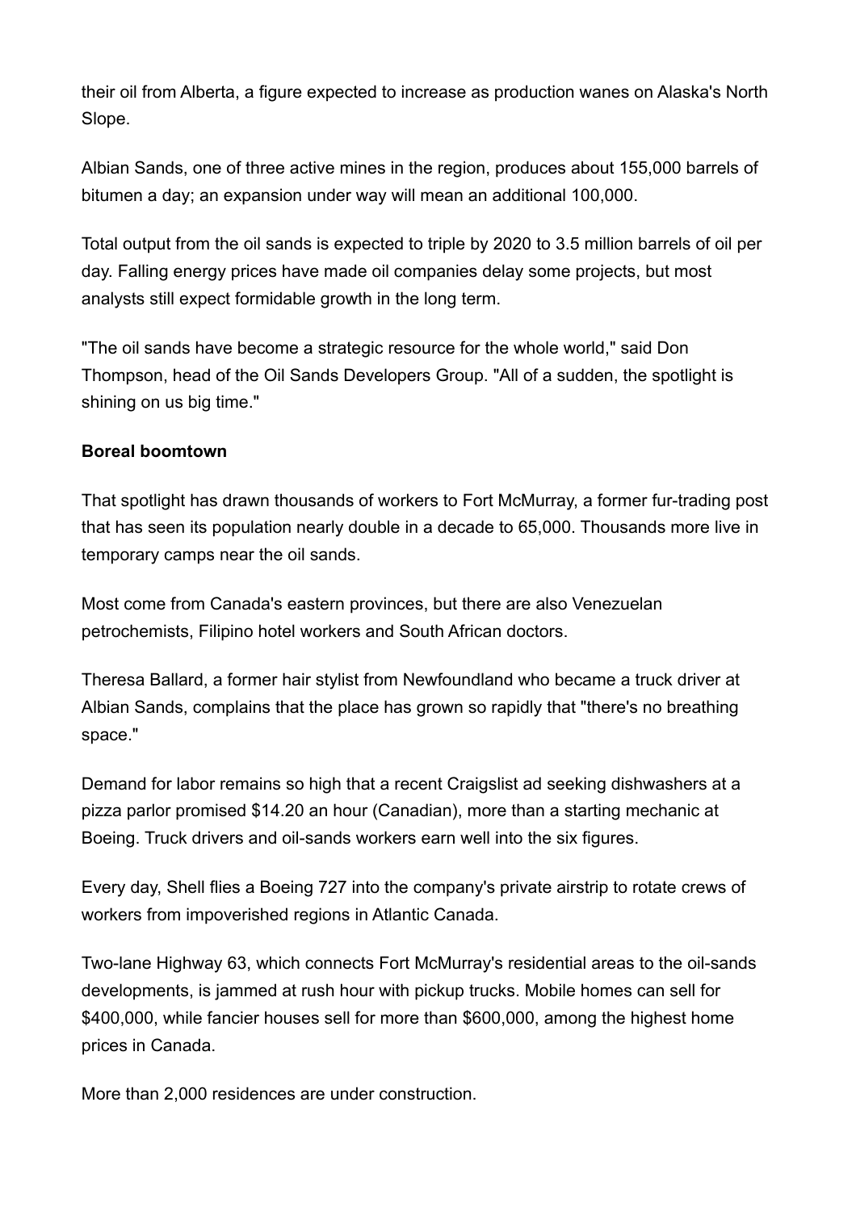their oil from Alberta, a figure expected to increase as production wanes on Alaska's North Slope.

Albian Sands, one of three active mines in the region, produces about 155,000 barrels of bitumen a day; an expansion under way will mean an additional 100,000.

Total output from the oil sands is expected to triple by 2020 to 3.5 million barrels of oil per day. Falling energy prices have made oil companies delay some projects, but most analysts still expect formidable growth in the long term.

"The oil sands have become a strategic resource for the whole world," said Don Thompson, head of the Oil Sands Developers Group. "All of a sudden, the spotlight is shining on us big time."

**Boreal boomtown**

That spotlight has drawn thousands of workers to Fort McMurray, a former fur-trading post that has seen its population nearly double in a decade to 65,000. Thousands more live in temporary camps near the oil sands.

Most come from Canada's eastern provinces, but there are also Venezuelan petrochemists, Filipino hotel workers and South African doctors.

Theresa Ballard, a former hair stylist from Newfoundland who became a truck driver at Albian Sands, complains that the place has grown so rapidly that "there's no breathing space."

Demand for labor remains so high that a recent Craigslist ad seeking dishwashers at a pizza parlor promised $14.20 an hour (Canadian), more than a starting mechanic at Boeing. Truck drivers and oil-sands workers earn well into the six figures.

Every day, Shell flies a Boeing 727 into the company's private airstrip to rotate crews of workers from impoverished regions in Atlantic Canada.

Two-lane Highway 63, which connects Fort McMurray's residential areas to the oil-sands developments, is jammed at rush hour with pickup trucks. Mobile homes can sell for $400,000, while fancier houses sell for more than $600,000, among the highest home prices in Canada.

More than 2,000 residences are under construction.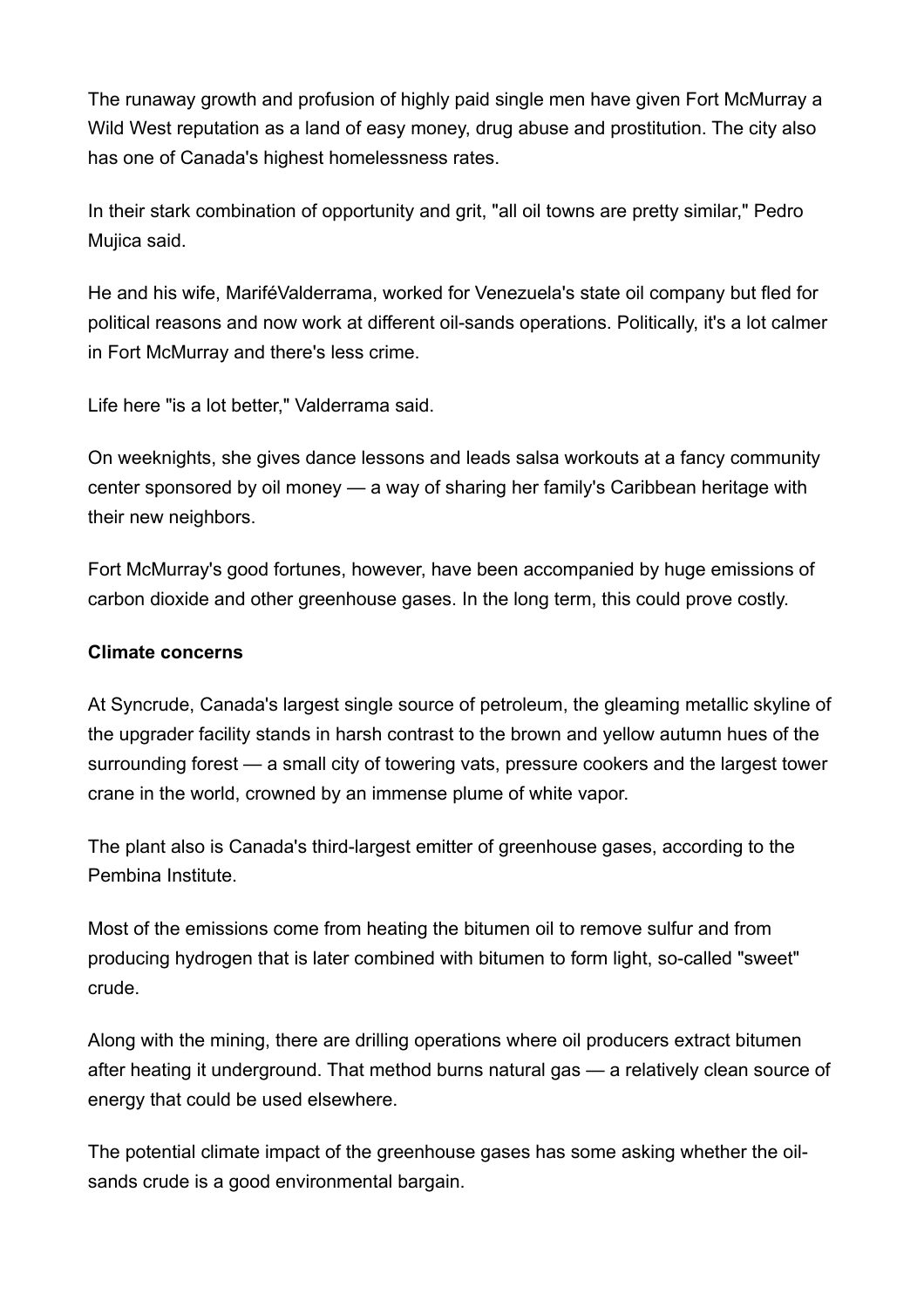The runaway growth and profusion of highly paid single men have given Fort McMurray a Wild West reputation as a land of easy money, drug abuse and prostitution. The city also has one of Canada's highest homelessness rates.

In their stark combination of opportunity and grit, "all oil towns are pretty similar," Pedro Mujica said.

He and his wife, MarifêValderrama, worked for Venezuela's state oil company but fled for political reasons and now work at different oil-sands operations. Politically, it's a lot calmer in Fort McMurray and there's less crime.

Life here "is a lot better," Valderrama said.

On weeknights, she gives dance lessons and leads salsa workouts at a fancy community center sponsored by oil money — a way of sharing her family's Caribbean heritage with their new neighbors.

Fort McMurray's good fortunes, however, have been accompanied by huge emissions of carbon dioxide and other greenhouse gases. In the long term, this could prove costly.

**Climate concerns**

At Syncrude, Canada's largest single source of petroleum, the gleaming metallic skyline of the upgrader facility stands in harsh contrast to the brown and yellow autumn hues of the surrounding forest — a small city of towering vats, pressure cookers and the largest tower crane in the world, crowned by an immense plume of white vapor.

The plant also is Canada's third-largest emitter of greenhouse gases, according to the Pembina Institute.

Most of the emissions come from heating the bitumen oil to remove sulfur and from producing hydrogen that is later combined with bitumen to form light, so-called "sweet" crude.

Along with the mining, there are drilling operations where oil producers extract bitumen after heating it underground. That method burns natural gas — a relatively clean source of energy that could be used elsewhere.

The potential climate impact of the greenhouse gases has some asking whether the oil-sands crude is a good environmental bargain.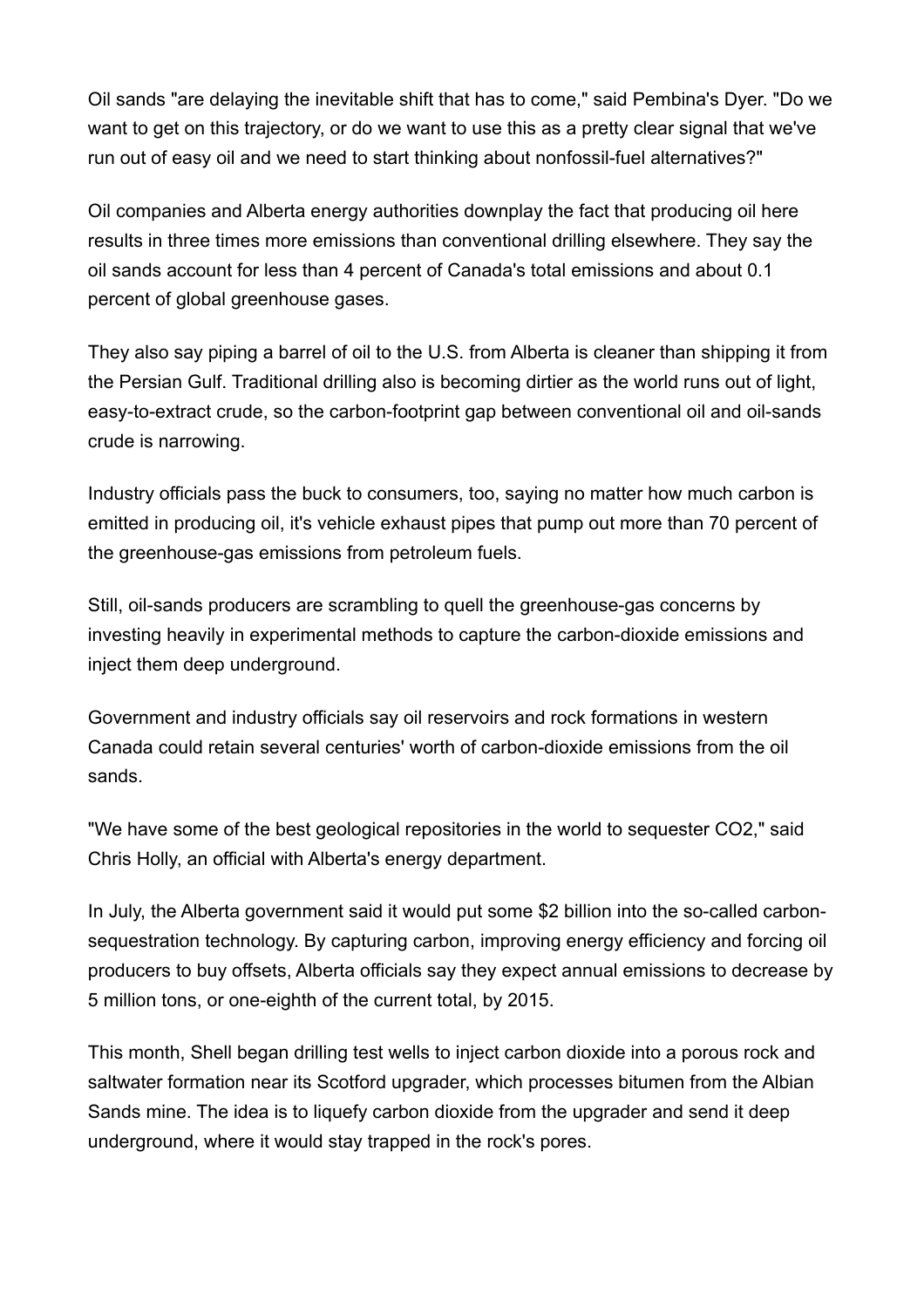Oil sands "are delaying the inevitable shift that has to come," said Pembina's Dyer. "Do we want to get on this trajectory, or do we want to use this as a pretty clear signal that we've run out of easy oil and we need to start thinking about nonfossil-fuel alternatives?"

Oil companies and Alberta energy authorities downplay the fact that producing oil here results in three times more emissions than conventional drilling elsewhere. They say the oil sands account for less than 4 percent of Canada's total emissions and about 0.1 percent of global greenhouse gases.

They also say piping a barrel of oil to the U.S. from Alberta is cleaner than shipping it from the Persian Gulf. Traditional drilling also is becoming dirtier as the world runs out of light, easy-to-extract crude, so the carbon-footprint gap between conventional oil and oil-sands crude is narrowing.

Industry officials pass the buck to consumers, too, saying no matter how much carbon is emitted in producing oil, it's vehicle exhaust pipes that pump out more than 70 percent of the greenhouse-gas emissions from petroleum fuels.

Still, oil-sands producers are scrambling to quell the greenhouse-gas concerns by investing heavily in experimental methods to capture the carbon-dioxide emissions and inject them deep underground.

Government and industry officials say oil reservoirs and rock formations in western Canada could retain several centuries' worth of carbon-dioxide emissions from the oil sands.

"We have some of the best geological repositories in the world to sequester $CO_2$," said Chris Holly, an official with Alberta's energy department.

In July, the Alberta government said it would put some $2 billion into the so-called carbon-sequestration technology. By capturing carbon, improving energy efficiency and forcing oil producers to buy offsets, Alberta officials say they expect annual emissions to decrease by 5 million tons, or one-eighth of the current total, by 2015.

This month, Shell began drilling test wells to inject carbon dioxide into a porous rock and saltwater formation near its Scotford upgrader, which processes bitumen from the Albian Sands mine. The idea is to liquefy carbon dioxide from the upgrader and send it deep underground, where it would stay trapped in the rock's pores.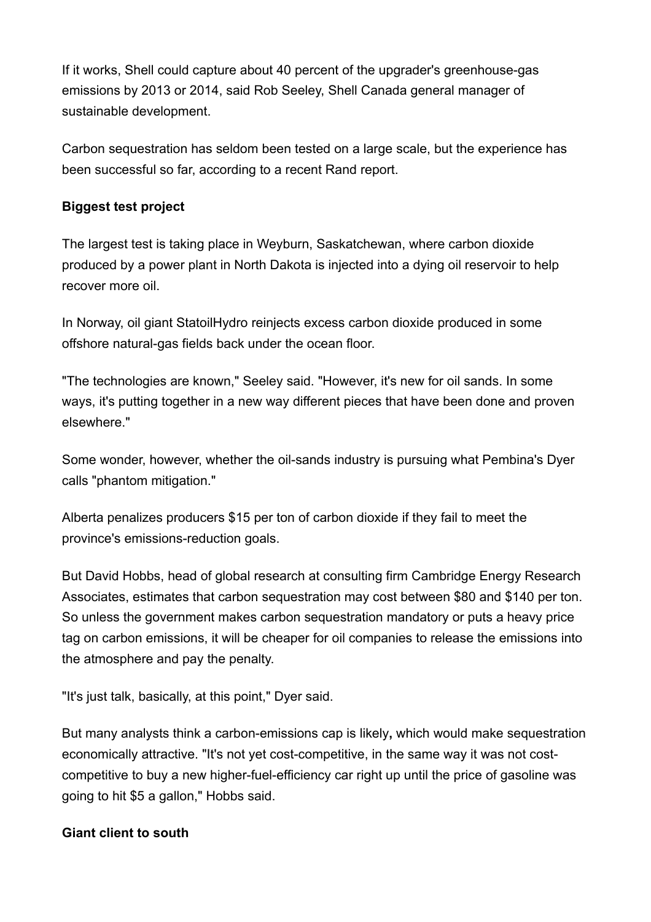If it works, Shell could capture about 40 percent of the upgrader's greenhouse-gas emissions by 2013 or 2014, said Rob Seeley, Shell Canada general manager of sustainable development.

Carbon sequestration has seldom been tested on a large scale, but the experience has been successful so far, according to a recent Rand report.

**Biggest test project**

The largest test is taking place in Weyburn, Saskatchewan, where carbon dioxide produced by a power plant in North Dakota is injected into a dying oil reservoir to help recover more oil.

In Norway, oil giant StatoilHydro reinjects excess carbon dioxide produced in some offshore natural-gas fields back under the ocean floor.

"The technologies are known," Seeley said. "However, it's new for oil sands. In some ways, it's putting together in a new way different pieces that have been done and proven elsewhere."

Some wonder, however, whether the oil-sands industry is pursuing what Pembina's Dyer calls "phantom mitigation."

Alberta penalizes producers $15 per ton of carbon dioxide if they fail to meet the province's emissions-reduction goals.

But David Hobbs, head of global research at consulting firm Cambridge Energy Research Associates, estimates that carbon sequestration may cost between $80 and $140 per ton. So unless the government makes carbon sequestration mandatory or puts a heavy price tag on carbon emissions, it will be cheaper for oil companies to release the emissions into the atmosphere and pay the penalty.

"It's just talk, basically, at this point," Dyer said.

But many analysts think a carbon-emissions cap is likely, which would make sequestration economically attractive. "It's not yet cost-competitive, in the same way it was not cost-competitive to buy a new higher-fuel-efficiency car right up until the price of gasoline was going to hit $5 a gallon," Hobbs said.

**Giant client to south**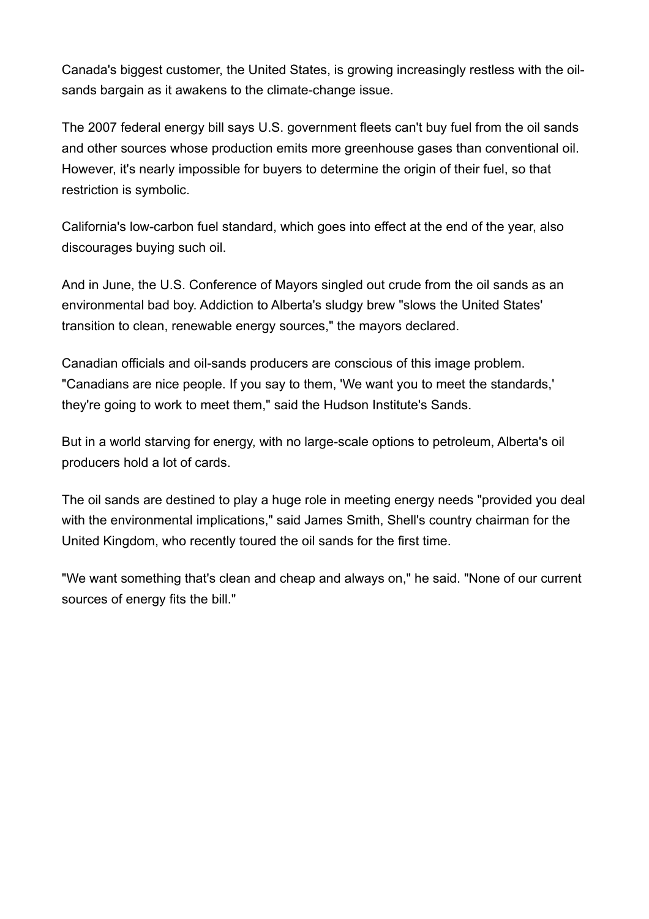Canada's biggest customer, the United States, is growing increasingly restless with the oil-sands bargain as it awakens to the climate-change issue.

The 2007 federal energy bill says U.S. government fleets can't buy fuel from the oil sands and other sources whose production emits more greenhouse gases than conventional oil. However, it's nearly impossible for buyers to determine the origin of their fuel, so that restriction is symbolic.

California's low-carbon fuel standard, which goes into effect at the end of the year, also discourages buying such oil.

And in June, the U.S. Conference of Mayors singled out crude from the oil sands as an environmental bad boy. Addiction to Alberta's sludgy brew "slows the United States' transition to clean, renewable energy sources," the mayors declared.

Canadian officials and oil-sands producers are conscious of this image problem. "Canadians are nice people. If you say to them, 'We want you to meet the standards,' they're going to work to meet them," said the Hudson Institute's Sands.

But in a world starving for energy, with no large-scale options to petroleum, Alberta's oil producers hold a lot of cards.

The oil sands are destined to play a huge role in meeting energy needs "provided you deal with the environmental implications," said James Smith, Shell's country chairman for the United Kingdom, who recently toured the oil sands for the first time.

"We want something that's clean and cheap and always on," he said. "None of our current sources of energy fits the bill."